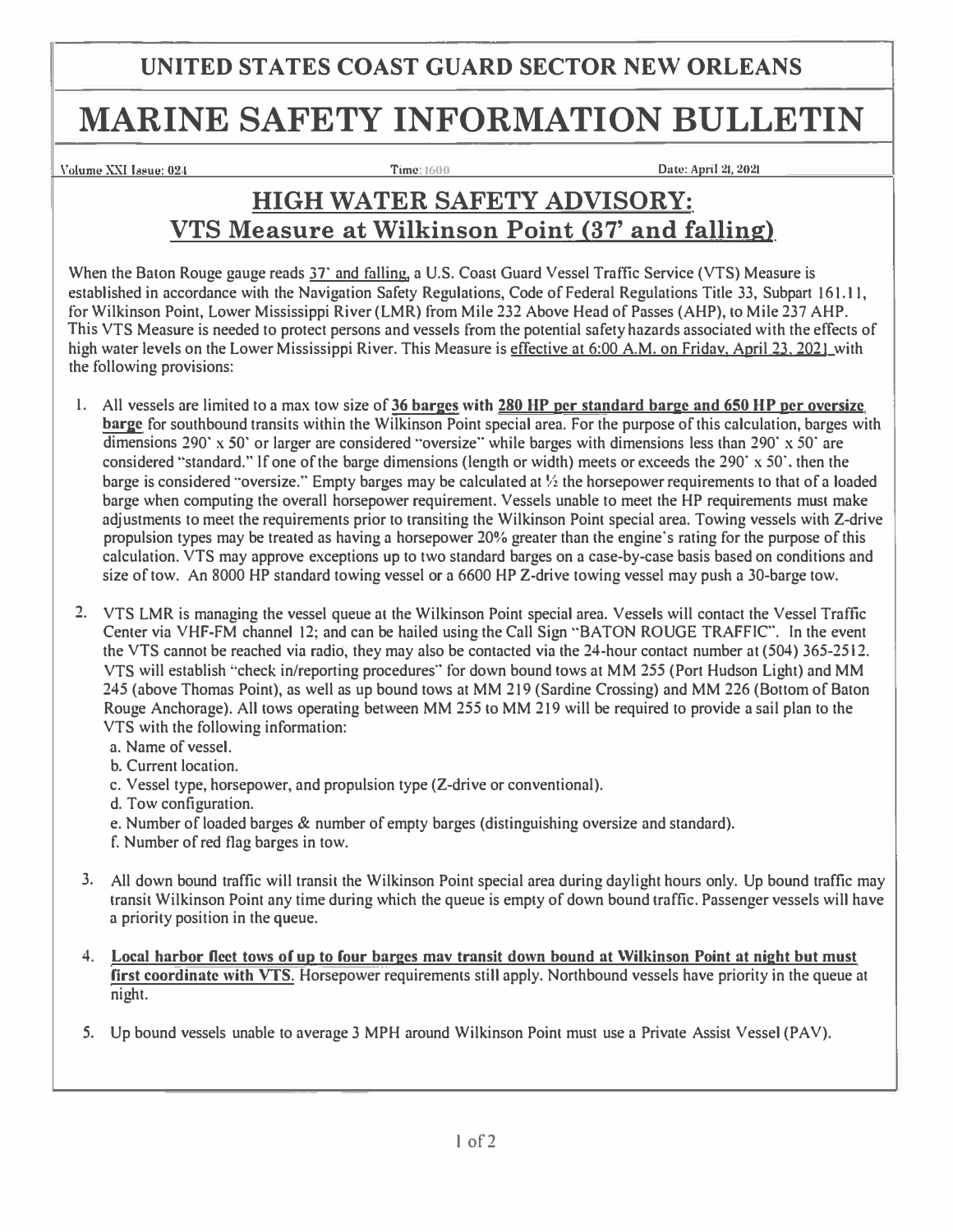# UNITED STATES COAST GUARD SECTOR NEW ORLEANS

# MARINE SAFETY INFORMATION BULLETIN

Volume XXI Issue: 024 Time: 1600 Date: April 21, 2021

## HIGH WATER SAFETY ADVISORY:
## VTS Measure at Wilkinson Point (37' and falling)

When the Baton Rouge gauge reads 37' and falling, a U.S. Coast Guard Vessel Traffic Service (VTS) Measure is established in accordance with the Navigation Safety Regulations, Code of Federal Regulations Title 33, Subpart 161.11, for Wilkinson Point, Lower Mississippi River (LMR) from Mile 232 Above Head of Passes (AHP), to Mile 237 AHP. This VTS Measure is needed to protect persons and vessels from the potential safety hazards associated with the effects of high water levels on the Lower Mississippi River. This Measure is effective at 6:00 A.M. on Friday, April 23, 2021 with the following provisions:

1. All vessels are limited to a max tow size of **36 barges with 280 HP per standard barge and 650 HP per oversize barge** for southbound transits within the Wilkinson Point special area. For the purpose of this calculation, barges with dimensions 290' x 50' or larger are considered "oversize" while barges with dimensions less than 290' x 50' are considered "standard." If one of the barge dimensions (length or width) meets or exceeds the 290' x 50', then the barge is considered "oversize." Empty barges may be calculated at ½ the horsepower requirements to that of a loaded barge when computing the overall horsepower requirement. Vessels unable to meet the HP requirements must make adjustments to meet the requirements prior to transiting the Wilkinson Point special area. Towing vessels with Z-drive propulsion types may be treated as having a horsepower 20% greater than the engine's rating for the purpose of this calculation. VTS may approve exceptions up to two standard barges on a case-by-case basis based on conditions and size of tow. An 8000 HP standard towing vessel or a 6600 HP Z-drive towing vessel may push a 30-barge tow.

2. VTS LMR is managing the vessel queue at the Wilkinson Point special area. Vessels will contact the Vessel Traffic Center via VHF-FM channel 12; and can be hailed using the Call Sign "BATON ROUGE TRAFFIC". In the event the VTS cannot be reached via radio, they may also be contacted via the 24-hour contact number at (504) 365-2512. VTS will establish "check in/reporting procedures" for down bound tows at MM 255 (Port Hudson Light) and MM 245 (above Thomas Point), as well as up bound tows at MM 219 (Sardine Crossing) and MM 226 (Bottom of Baton Rouge Anchorage). All tows operating between MM 255 to MM 219 will be required to provide a sail plan to the VTS with the following information:
   a. Name of vessel.
   b. Current location.
   c. Vessel type, horsepower, and propulsion type (Z-drive or conventional).
   d. Tow configuration.
   e. Number of loaded barges & number of empty barges (distinguishing oversize and standard).
   f. Number of red flag barges in tow.

3. All down bound traffic will transit the Wilkinson Point special area during daylight hours only. Up bound traffic may transit Wilkinson Point any time during which the queue is empty of down bound traffic. Passenger vessels will have a priority position in the queue.

4. **Local harbor fleet tows of up to four barges may transit down bound at Wilkinson Point at night but must first coordinate with VTS.** Horsepower requirements still apply. Northbound vessels have priority in the queue at night.

5. Up bound vessels unable to average 3 MPH around Wilkinson Point must use a Private Assist Vessel (PAV).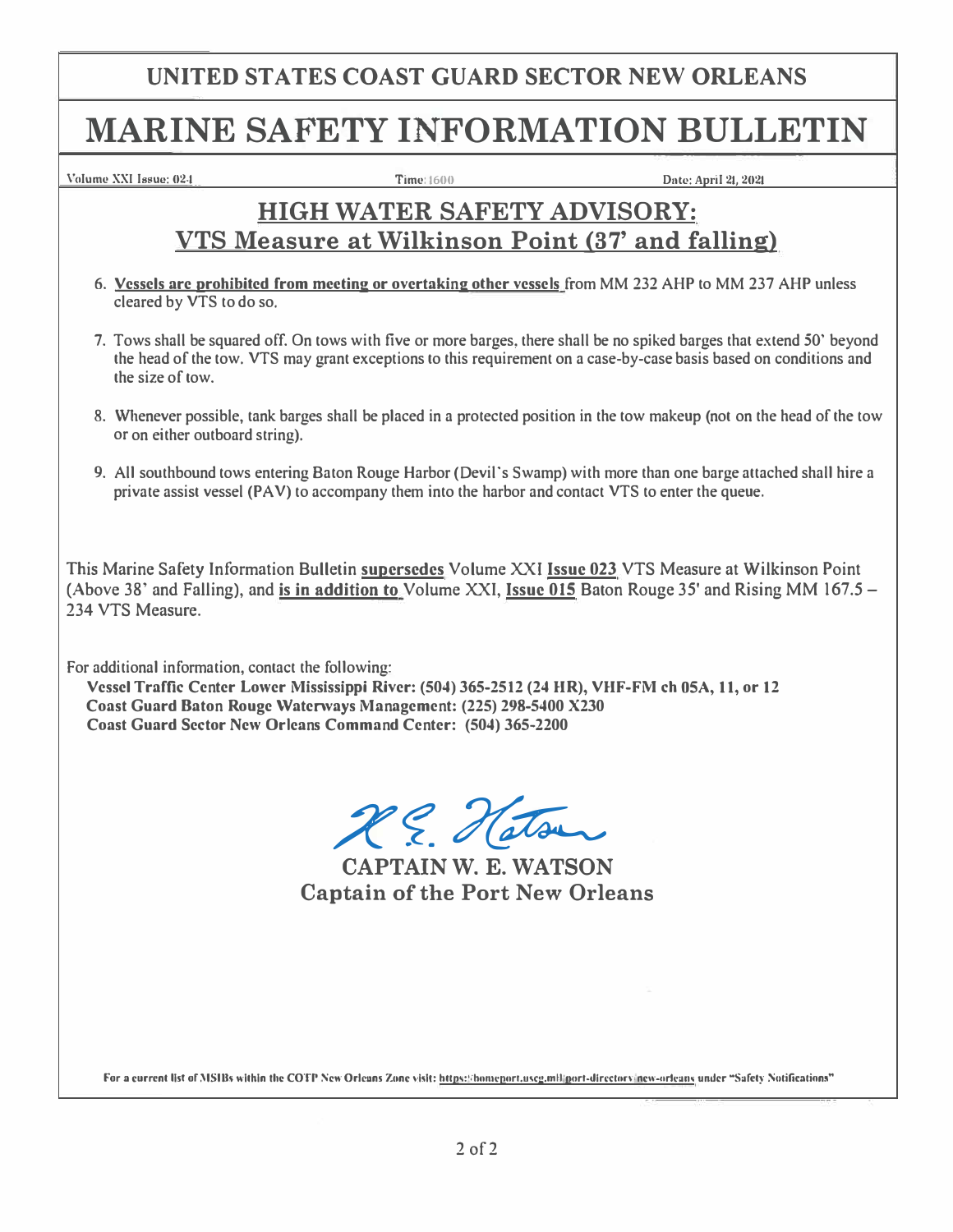# UNITED STATES COAST GUARD SECTOR NEW ORLEANS

# MARINE SAFETY INFORMATION BULLETIN

Volume XXI Issue: 024 | Time: 1600 | Date: April 21, 2021

## HIGH WATER SAFETY ADVISORY: VTS Measure at Wilkinson Point (37' and falling)

6. **Vessels are prohibited from meeting or overtaking other vessels** from MM 232 AHP to MM 237 AHP unless cleared by VTS to do so.

7. Tows shall be squared off. On tows with five or more barges, there shall be no spiked barges that extend 50' beyond the head of the tow. VTS may grant exceptions to this requirement on a case-by-case basis based on conditions and the size of tow.

8. Whenever possible, tank barges shall be placed in a protected position in the tow makeup (not on the head of the tow or on either outboard string).

9. All southbound tows entering Baton Rouge Harbor (Devil's Swamp) with more than one barge attached shall hire a private assist vessel (PAV) to accompany them into the harbor and contact VTS to enter the queue.

This Marine Safety Information Bulletin **supersedes** Volume XXI **Issue 023** VTS Measure at Wilkinson Point (Above 38' and Falling), and **is in addition to** Volume XXI, **Issue 015** Baton Rouge 35' and Rising MM 167.5 – 234 VTS Measure.

For additional information, contact the following:

**Vessel Traffic Center Lower Mississippi River: (504) 365-2512 (24 HR), VHF-FM ch 05A, 11, or 12**
**Coast Guard Baton Rouge Waterways Management: (225) 298-5400 X230**
**Coast Guard Sector New Orleans Command Center: (504) 365-2200**

**CAPTAIN W. E. WATSON**
**Captain of the Port New Orleans**

For a current list of MSIBs within the COTP New Orleans Zone visit: https://homeport.uscg.mil/port-directory/new-orleans under "Safety Notifications"